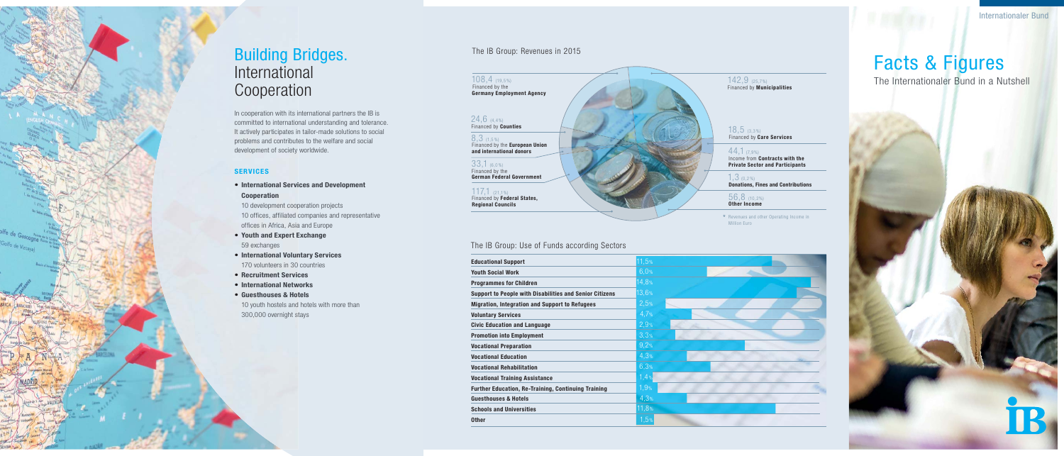# Building Bridges. International Cooperation

In cooperation with its international partners the IB is committed to international understanding and tolerance. It actively participates in tailor-made solutions to social problems and contributes to the welfare and social development of society worldwide.

### SERVICES

- **International Services and Development Cooperation**
  10 development cooperation projects
  10 offices, affiliated companies and representative offices in Africa, Asia and Europe
- **Youth and Expert Exchange**
  59 exchanges
- **International Voluntary Services**
  170 volunteers in 30 countries
- **Recruitment Services**
- **International Networks**
- **Guesthouses & Hotels**
  10 youth hostels and hotels with more than 300,000 overnight stays

## The IB Group: Revenues in 2015

| Amount* | Share | Source |
|---|---|---|
| 108,4 | (19,5%) | Financed by the **Germany Employment Agency** |
| 24,6 | (4,4%) | Financed by **Counties** |
| 8,3 | (1,5%) | Financed by the **European Union and international donors** |
| 33,1 | (6,0%) | Financed by the **German Federal Government** |
| 117,1 | (21,1%) | Financed by **Federal States, Regional Councils** |
| 142,9 | (25,7%) | Financed by **Municipalities** |
| 18,5 | (3,3%) | Financed by **Care Services** |
| 44,1 | (7,9%) | Income from **Contracts with the Private Sector and Participants** |
| 1,3 | (0,2%) | **Donations, Fines and Contributions** |
| 56,8 | (10,2%) | **Other Income** |

\* Revenues and other Operating Income in Million Euro

## The IB Group: Use of Funds according Sectors

| Sector | Share |
|---|---|
| **Educational Support** | 11,5% |
| **Youth Social Work** | 6,0% |
| **Programmes for Children** | 14,8% |
| **Support to People with Disabilities and Senior Citizens** | 13,6% |
| **Migration, Integration and Support to Refugees** | 2,5% |
| **Voluntary Services** | 4,7% |
| **Civic Education and Language** | 2,9% |
| **Promotion into Employment** | 3,3% |
| **Vocational Preparation** | 9,2% |
| **Vocational Education** | 4,3% |
| **Vocational Rehabilitation** | 6,3% |
| **Vocational Training Assistance** | 1,4% |
| **Further Education, Re-Training, Continuing Training** | 1,9% |
| **Guesthouses & Hotels** | 4,3% |
| **Schools and Universities** | 11,8% |
| **Other** | 1,5% |

# Facts & Figures

The Internationaler Bund in a Nutshell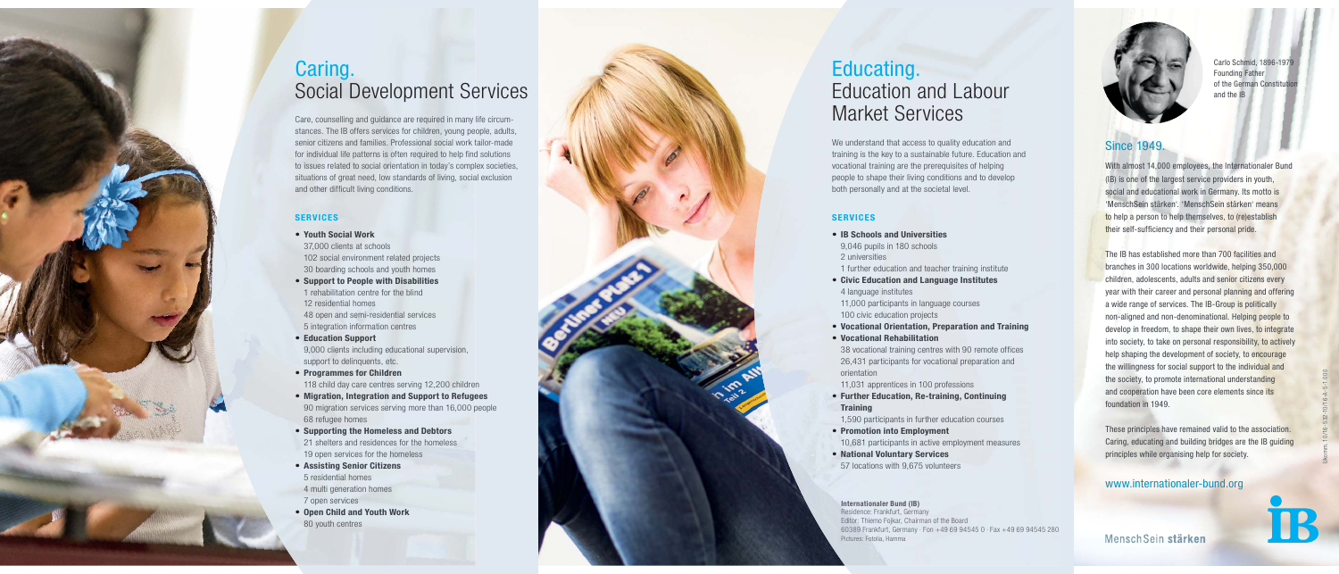# Caring.
## Social Development Services

Care, counselling and guidance are required in many life circumstances. The IB offers services for children, young people, adults, senior citizens and families. Professional social work tailor-made for individual life patterns is often required to help find solutions to issues related to social orientation in today's complex societies, situations of great need, low standards of living, social exclusion and other difficult living conditions.

### SERVICES

- **Youth Social Work**
  37,000 clients at schools
  102 social environment related projects
  30 boarding schools and youth homes
- **Support to People with Disabilities**
  1 rehabilitation centre for the blind
  12 residential homes
  48 open and semi-residential services
  5 integration information centres
- **Education Support**
  9,000 clients including educational supervision, support to delinquents, etc.
- **Programmes for Children**
  118 child day care centres serving 12,200 children
- **Migration, Integration and Support to Refugees**
  90 migration services serving more than 16,000 people
  68 refugee homes
- **Supporting the Homeless and Debtors**
  21 shelters and residences for the homeless
  19 open services for the homeless
- **Assisting Senior Citizens**
  5 residential homes
  4 multi generation homes
  7 open services
- **Open Child and Youth Work**
  80 youth centres

# Educating.
## Education and Labour Market Services

We understand that access to quality education and training is the key to a sustainable future. Education and vocational training are the prerequisites of helping people to shape their living conditions and to develop both personally and at the societal level.

### SERVICES

- **IB Schools and Universities**
  9,046 pupils in 180 schools
  2 universities
  1 further education and teacher training institute
- **Civic Education and Language Institutes**
  4 language institutes
  11,000 participants in language courses
  100 civic education projects
- **Vocational Orientation, Preparation and Training**
- **Vocational Rehabilitation**
  38 vocational training centres with 90 remote offices
  26,431 participants for vocational preparation and orientation
  11,031 apprentices in 100 professions
- **Further Education, Re-training, Continuing Training**
  1,590 participants in further education courses
- **Promotion into Employment**
  10,681 participants in active employment measures
- **National Voluntary Services**
  57 locations with 9,675 volunteers

**Internationaler Bund (IB)**
Residence: Frankfurt, Germany
Editor: Thiemo Fojkar, Chairman of the Board
60389 Frankfurt, Germany · Fon +49 69 94545 0 · Fax +49 69 94545 280
Pictures: Fotolia, Hamma

Carlo Schmid, 1896-1979
Founding Father
of the German Constitution
and the IB

## Since 1949.

With almost 14,000 employees, the Internationaler Bund (IB) is one of the largest service providers in youth, social and educational work in Germany. Its motto is 'MenschSein stärken'. 'MenschSein stärken' means to help a person to help themselves, to (re)establish their self-sufficiency and their personal pride.

The IB has established more than 700 facilities and branches in 300 locations worldwide, helping 350,000 children, adolescents, adults and senior citizens every year with their career and personal planning and offering a wide range of services. The IB-Group is politically non-aligned and non-denominational. Helping people to develop in freedom, to shape their own lives, to integrate into society, to take on personal responsibility, to actively help shaping the development of society, to encourage the willingness for social support to the individual and the society, to promote international understanding and cooperation have been core elements since its foundation in 1949.

These principles have remained valid to the association. Caring, educating and building bridges are the IB guiding principles while organising help for society.

www.internationaler-bund.org

MenschSein **stärken**